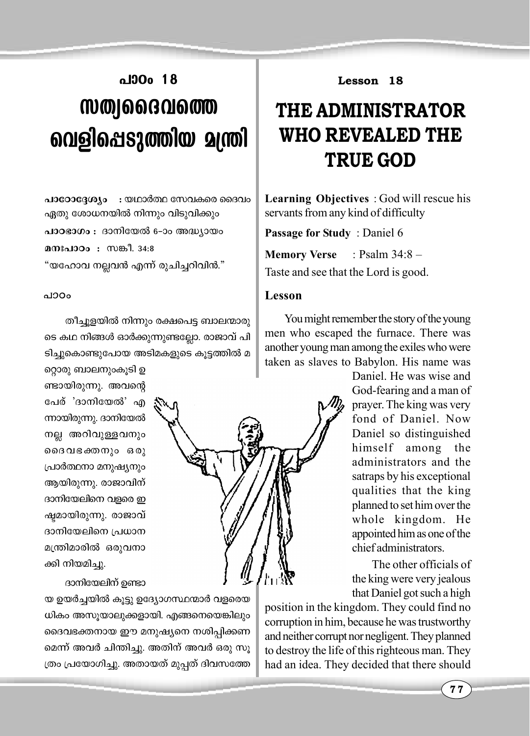# പാഠം 18

# സത്യദൈവത്തെ വെളിപ്പെടുത്തിയ മന്ത്രി

**പാഠോദ്ദേശ്യം** : യഥാർത്ഥ സേവകരെ ദൈവം ഏതു ശോധനയിൽ നിന്നും വിടുവിക്കും

**പാഠഭാഗം :** ദാനിയേൽ 6–ാം അദ്ധ്യായം

**മനഃപാഠം :** സങ്കീ. 34:8

"യഹോവ നല്ലവൻ എന്ന് രുചിച്ചറിവിൻ."

**പാഠം**

തീച്ചൂളയിൽ നിന്നും രക്ഷപെട്ട ബാലന്മാരുടെ കഥ നിങ്ങൾ ഓർക്കുന്നുണ്ടല്ലോ. രാജാവ് പിടിച്ചുകൊണ്ടുപോയ അടിമകളുടെ കൂട്ടത്തിൽ മറ്റൊരു ബാലനുംകൂടി ഉണ്ടായിരുന്നു. അവന്റെ പേര് 'ദാനിയേൽ' എന്നായിരുന്നു. ദാനിയേൽ നല്ല അറിവുള്ളവനും ദൈവഭക്തനും ഒരു പ്രാർത്ഥനാ മനുഷ്യനും ആയിരുന്നു. രാജാവിന് ദാനിയേലിനെ വളരെ ഇഷ്ടമായിരുന്നു. രാജാവ് ദാനിയേലിനെ പ്രധാന മന്ത്രിമാരിൽ ഒരുവനാക്കി നിയമിച്ചു.

ദാനിയേലിന് ഉണ്ടായ ഉയർച്ചയിൽ കൂട്ടു ഉദ്യോഗസ്ഥന്മാർ വളരെയധികം അസൂയാലുക്കളായി. എങ്ങനെയെങ്കിലും ദൈവഭക്തനായ ഈ മനുഷ്യനെ നശിപ്പിക്കണമെന്ന് അവർ ചിന്തിച്ചു. അതിന് അവർ ഒരു സൂത്രം പ്രയോഗിച്ചു. അതായത് മുപ്പത് ദിവസത്തേ

**Lesson 18**

# THE ADMINISTRATOR WHO REVEALED THE TRUE GOD

**Learning Objectives** : God will rescue his servants from any kind of difficulty

**Passage for Study** : Daniel 6

**Memory Verse** : Psalm 34:8 –
Taste and see that the Lord is good.

**Lesson**

You might remember the story of the young men who escaped the furnace. There was another young man among the exiles who were taken as slaves to Babylon. His name was Daniel. He was wise and God-fearing and a man of prayer. The king was very fond of Daniel. Now Daniel so distinguished himself among the administrators and the satraps by his exceptional qualities that the king planned to set him over the whole kingdom. He appointed him as one of the chief administrators.

The other officials of the king were very jealous that Daniel got such a high position in the kingdom. They could find no corruption in him, because he was trustworthy and neither corrupt nor negligent. They planned to destroy the life of this righteous man. They had an idea. They decided that there should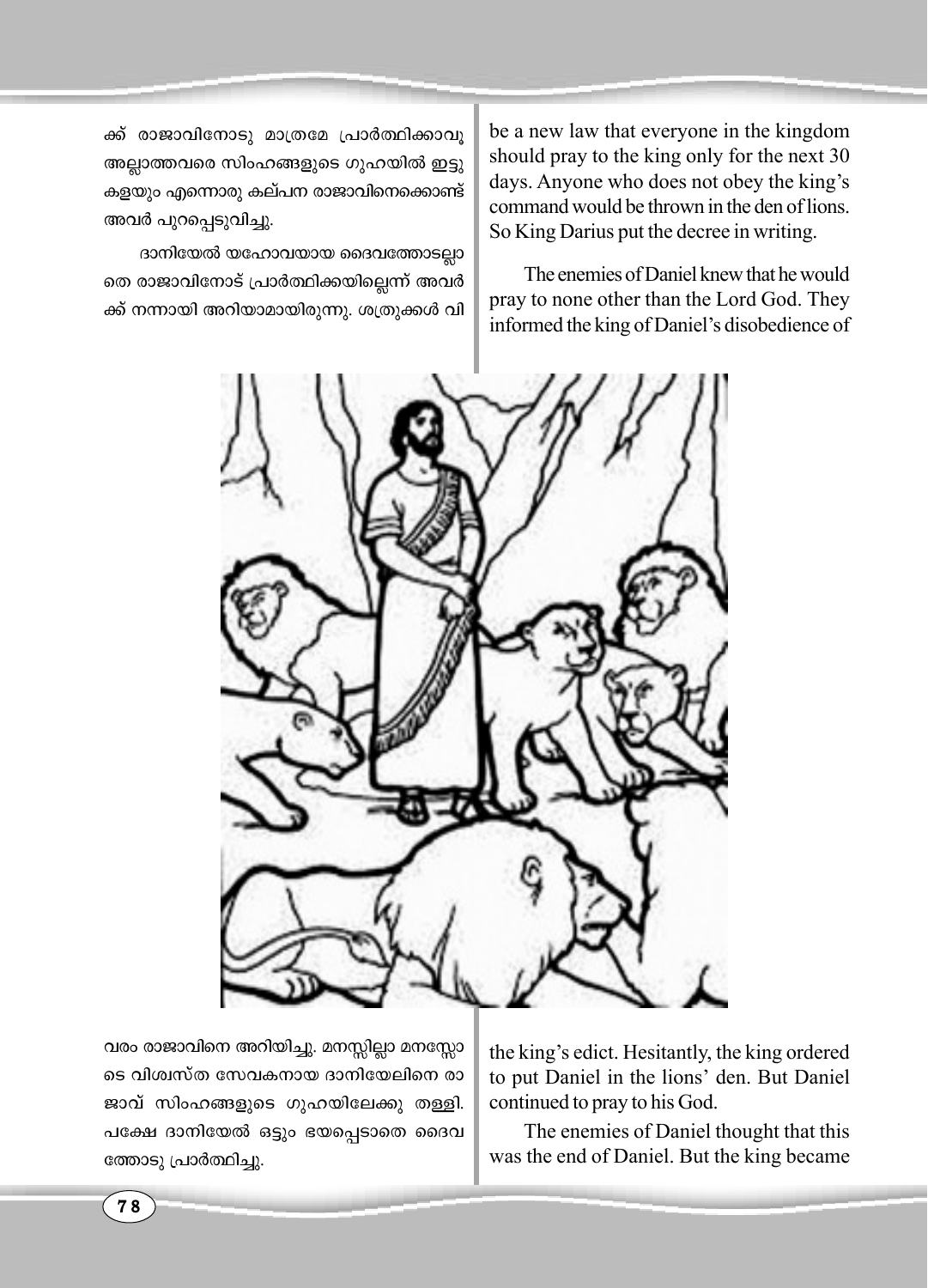ക്ക് രാജാവിനോടു മാത്രമേ പ്രാർത്ഥിക്കാവൂ അല്ലാത്തവരെ സിംഹങ്ങളുടെ ഗുഹയിൽ ഇട്ടു കളയും എന്നൊരു കല്പന രാജാവിനെക്കൊണ്ട് അവർ പുറപ്പെടുവിച്ചു.

ദാനിയേൽ യഹോവയായ ദൈവത്തോടല്ലാതെ രാജാവിനോട് പ്രാർത്ഥിക്കയില്ലെന്ന് അവർക്ക് നന്നായി അറിയാമായിരുന്നു. ശത്രുക്കൾ വിവരം രാജാവിനെ അറിയിച്ചു. മനസ്സില്ലാ മനസ്സോടെ വിശ്വസ്ത സേവകനായ ദാനിയേലിനെ രാജാവ് സിംഹങ്ങളുടെ ഗുഹയിലേക്കു തള്ളി. പക്ഷേ ദാനിയേൽ ഒട്ടും ഭയപ്പെടാതെ ദൈവത്തോടു പ്രാർത്ഥിച്ചു.

be a new law that everyone in the kingdom should pray to the king only for the next 30 days. Anyone who does not obey the king's command would be thrown in the den of lions. So King Darius put the decree in writing.

The enemies of Daniel knew that he would pray to none other than the Lord God. They informed the king of Daniel's disobedience of the king's edict. Hesitantly, the king ordered to put Daniel in the lions' den. But Daniel continued to pray to his God.

The enemies of Daniel thought that this was the end of Daniel. But the king became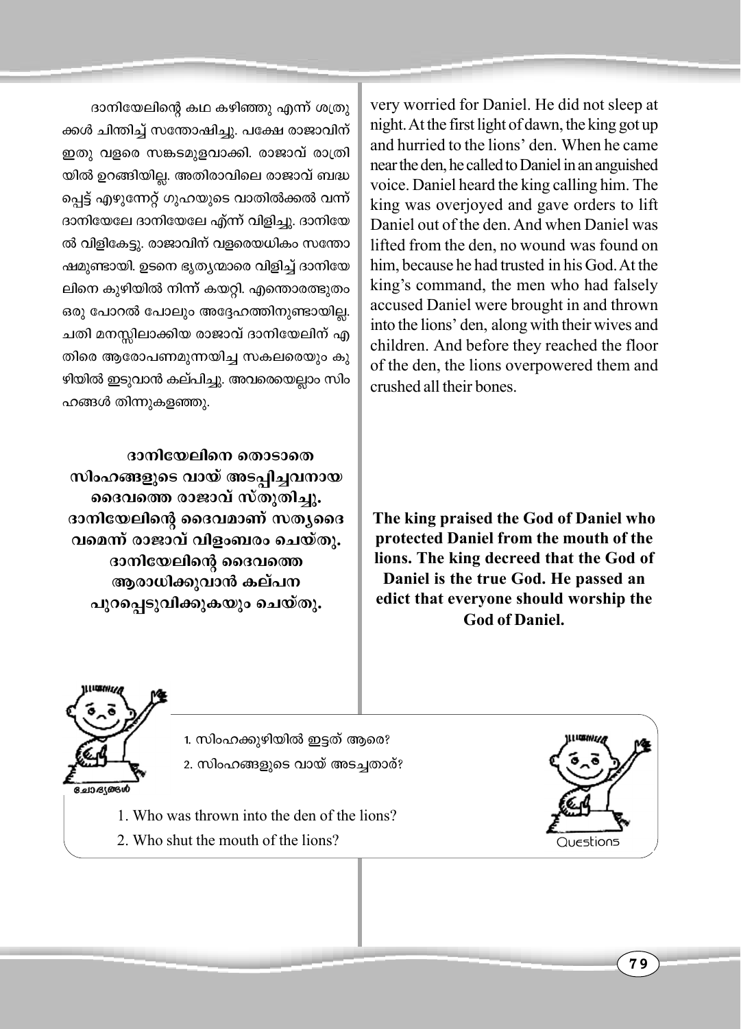ദാനിയേലിന്റെ കഥ കഴിഞ്ഞു എന്ന് ശത്രുക്കൾ ചിന്തിച്ച് സന്തോഷിച്ചു. പക്ഷേ രാജാവിന് ഇതു വളരെ സങ്കടമുളവാക്കി. രാജാവ് രാത്രിയിൽ ഉറങ്ങിയില്ല. അതിരാവിലെ രാജാവ് ബദ്ധപ്പെട്ട് എഴുന്നേറ്റ് ഗുഹയുടെ വാതിൽക്കൽ വന്ന് ദാനിയേലേ ദാനിയേലേ എന്ന് വിളിച്ചു. ദാനിയേൽ വിളികേട്ടു. രാജാവിന് വളരെയധികം സന്തോഷമുണ്ടായി. ഉടനെ ഭൃത്യന്മാരെ വിളിച്ച് ദാനിയേലിനെ കുഴിയിൽ നിന്ന് കയറ്റി. എന്തൊരത്ഭുതം ഒരു പോറൽ പോലും അദ്ദേഹത്തിനുണ്ടായില്ല. ചതി മനസ്സിലാക്കിയ രാജാവ് ദാനിയേലിന് എതിരെ ആരോപണമുന്നയിച്ച സകലരെയും കുഴിയിൽ ഇടുവാൻ കല്പിച്ചു. അവരെയെല്ലാം സിംഹങ്ങൾ തിന്നുകളഞ്ഞു.

**ദാനിയേലിനെ തൊടാതെ സിംഹങ്ങളുടെ വായ് അടപ്പിച്ചവനായ ദൈവത്തെ രാജാവ് സ്തുതിച്ചു. ദാനിയേലിന്റെ ദൈവമാണ് സത്യദൈവമെന്ന് രാജാവ് വിളംബരം ചെയ്തു. ദാനിയേലിന്റെ ദൈവത്തെ ആരാധിക്കുവാൻ കല്പന പുറപ്പെടുവിക്കുകയും ചെയ്തു.**

very worried for Daniel. He did not sleep at night. At the first light of dawn, the king got up and hurried to the lions' den. When he came near the den, he called to Daniel in an anguished voice. Daniel heard the king calling him. The king was overjoyed and gave orders to lift Daniel out of the den. And when Daniel was lifted from the den, no wound was found on him, because he had trusted in his God. At the king's command, the men who had falsely accused Daniel were brought in and thrown into the lions' den, along with their wives and children. And before they reached the floor of the den, the lions overpowered them and crushed all their bones.

**The king praised the God of Daniel who protected Daniel from the mouth of the lions. The king decreed that the God of Daniel is the true God. He passed an edict that everyone should worship the God of Daniel.**

ചോദ്യങ്ങൾ

1. സിംഹക്കുഴിയിൽ ഇട്ടത് ആരെ?
2. സിംഹങ്ങളുടെ വായ് അടച്ചതാര്?

Questions

1. Who was thrown into the den of the lions?
2. Who shut the mouth of the lions?